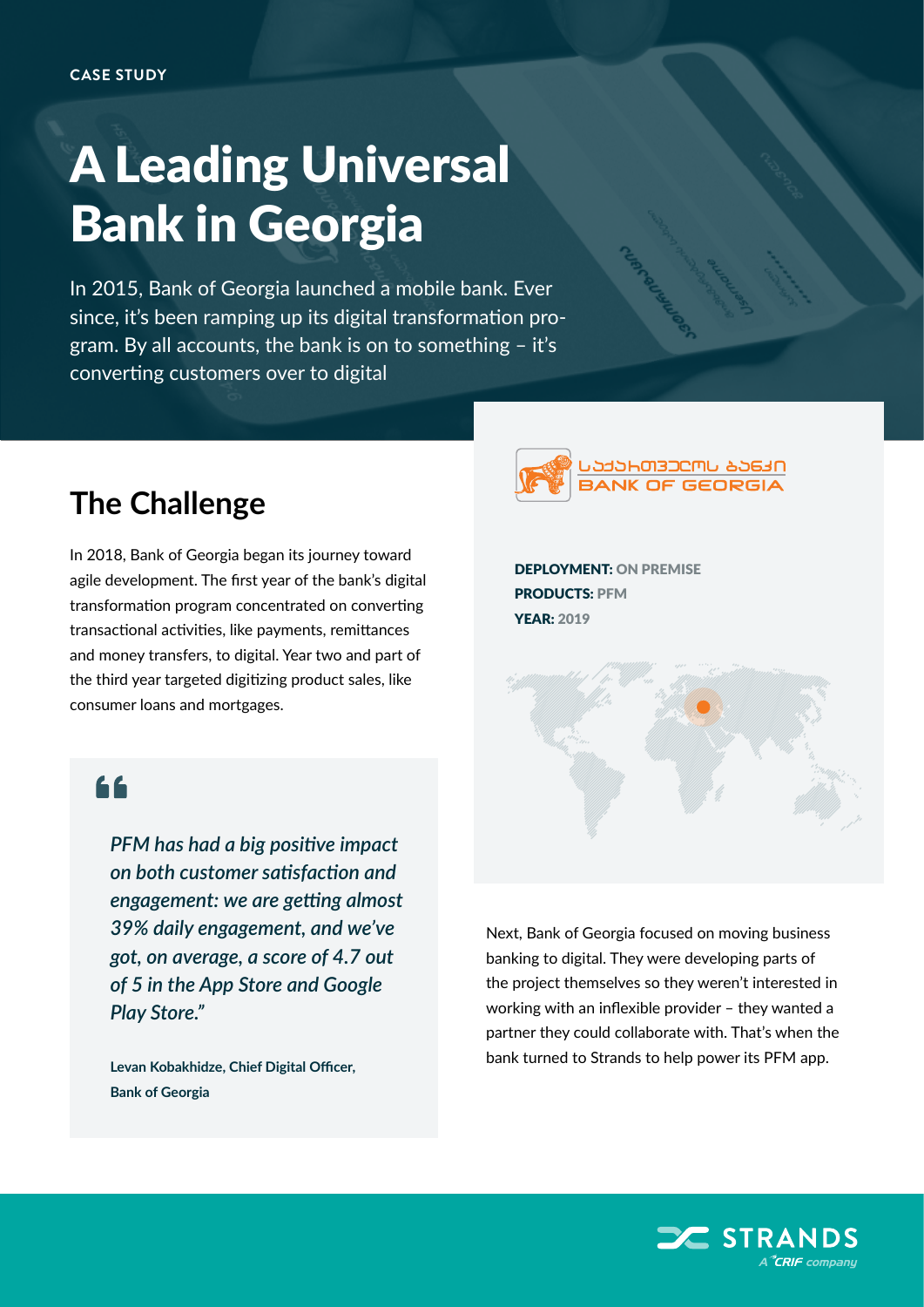CASE STUDY

# A Leading Universal Bank in Georgia

In 2015, Bank of Georgia launched a mobile bank. Ever since, it's been ramping up its digital transformation program. By all accounts, the bank is on to something – it's converting customers over to digital

## The Challenge

In 2018, Bank of Georgia began its journey toward agile development. The first year of the bank's digital transformation program concentrated on converting transactional activities, like payments, remittances and money transfers, to digital. Year two and part of the third year targeted digitizing product sales, like consumer loans and mortgages.

> *PFM has had a big positive impact on both customer satisfaction and engagement: we are getting almost 39% daily engagement, and we've got, on average, a score of 4.7 out of 5 in the App Store and Google Play Store."*
>
> **Levan Kobakhidze, Chief Digital Officer, Bank of Georgia**

საქართველოს ბანკი
BANK OF GEORGIA

**DEPLOYMENT:** ON PREMISE
**PRODUCTS:** PFM
**YEAR:** 2019

Next, Bank of Georgia focused on moving business banking to digital. They were developing parts of the project themselves so they weren't interested in working with an inflexible provider – they wanted a partner they could collaborate with. That's when the bank turned to Strands to help power its PFM app.

STRANDS
A CRIF company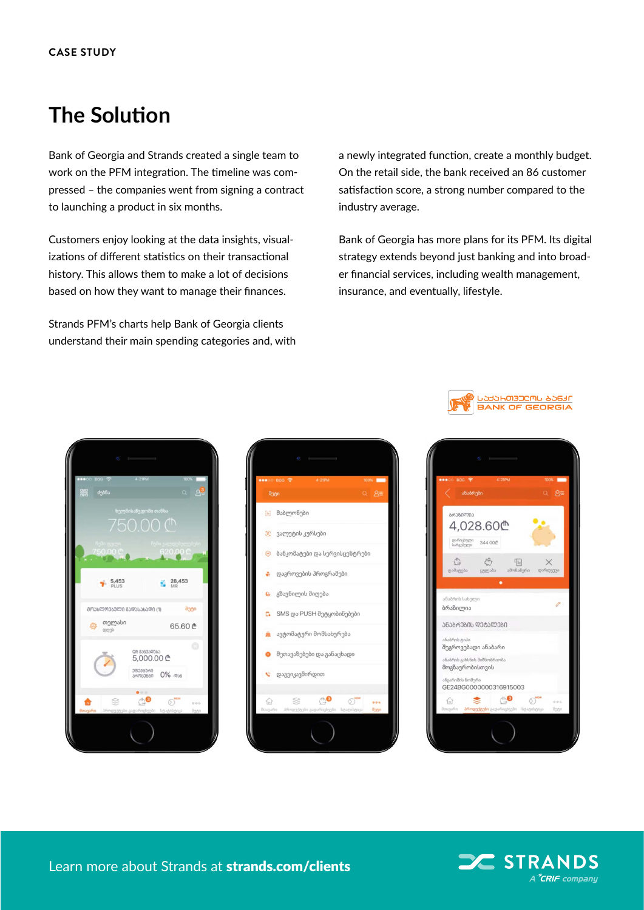CASE STUDY

# The Solution

Bank of Georgia and Strands created a single team to work on the PFM integration. The timeline was compressed – the companies went from signing a contract to launching a product in six months.

Customers enjoy looking at the data insights, visualizations of different statistics on their transactional history. This allows them to make a lot of decisions based on how they want to manage their finances.

Strands PFM's charts help Bank of Georgia clients understand their main spending categories and, with a newly integrated function, create a monthly budget. On the retail side, the bank received an 86 customer satisfaction score, a strong number compared to the industry average.

Bank of Georgia has more plans for its PFM. Its digital strategy extends beyond just banking and into broader financial services, including wealth management, insurance, and eventually, lifestyle.

Learn more about Strands at **strands.com/clients**